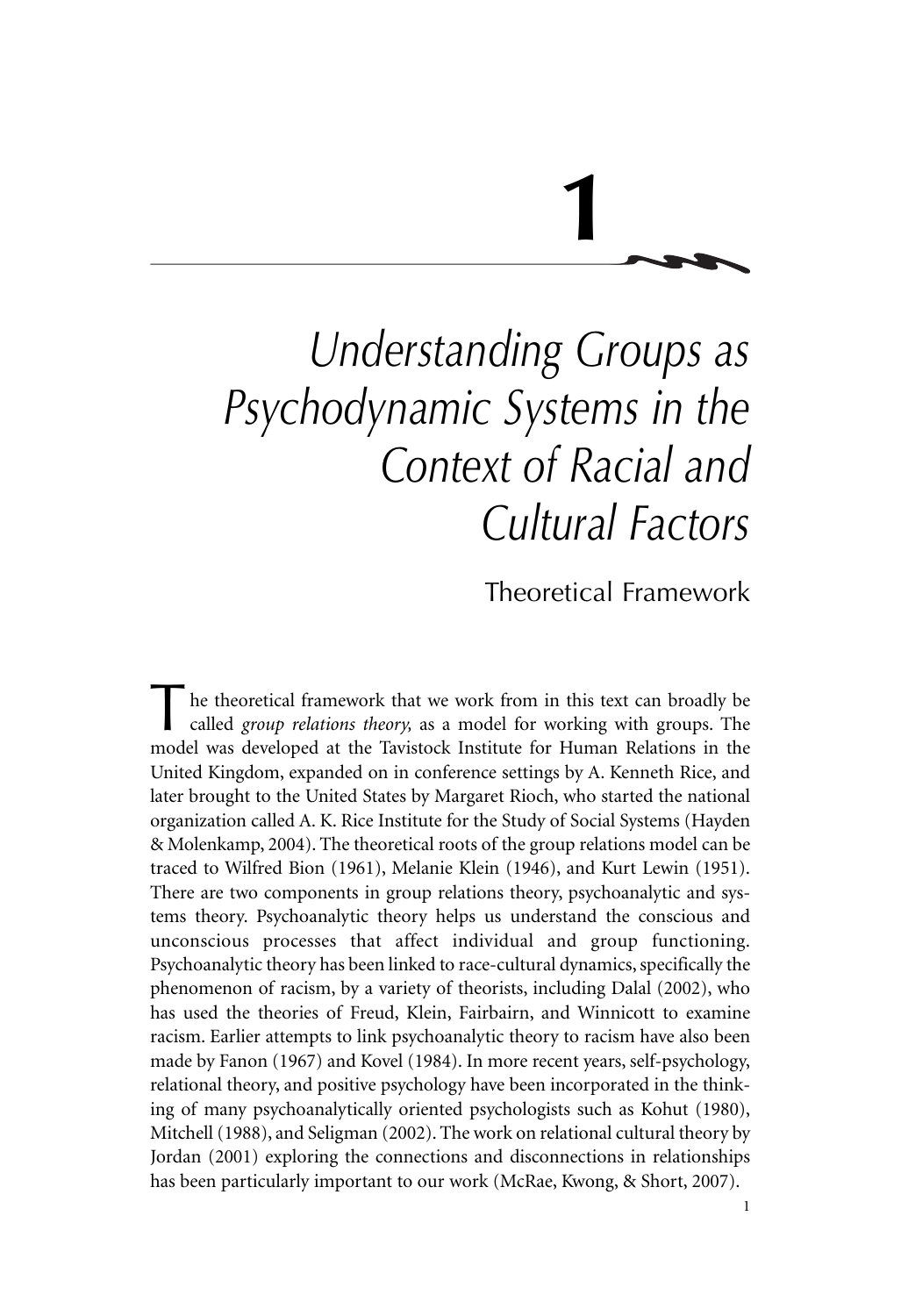# 1

## *Understanding Groups as Psychodynamic Systems in the Context of Racial and Cultural Factors*

### Theoretical Framework

The theoretical framework that we work from in this text can broadly be called *group relations theory,* as a model for working with groups. The model was developed at the Tavistock Institute for Human Relations in the United Kingdom, expanded on in conference settings by A. Kenneth Rice, and later brought to the United States by Margaret Rioch, who started the national organization called A. K. Rice Institute for the Study of Social Systems (Hayden & Molenkamp, 2004). The theoretical roots of the group relations model can be traced to Wilfred Bion (1961), Melanie Klein (1946), and Kurt Lewin (1951). There are two components in group relations theory, psychoanalytic and systems theory. Psychoanalytic theory helps us understand the conscious and unconscious processes that affect individual and group functioning. Psychoanalytic theory has been linked to race-cultural dynamics, specifically the phenomenon of racism, by a variety of theorists, including Dalal (2002), who has used the theories of Freud, Klein, Fairbairn, and Winnicott to examine racism. Earlier attempts to link psychoanalytic theory to racism have also been made by Fanon (1967) and Kovel (1984). In more recent years, self-psychology, relational theory, and positive psychology have been incorporated in the thinking of many psychoanalytically oriented psychologists such as Kohut (1980), Mitchell (1988), and Seligman (2002). The work on relational cultural theory by Jordan (2001) exploring the connections and disconnections in relationships has been particularly important to our work (McRae, Kwong, & Short, 2007).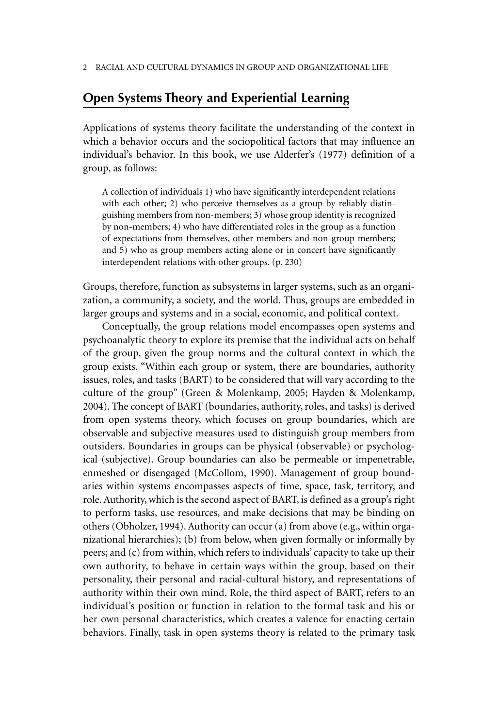## Open Systems Theory and Experiential Learning

Applications of systems theory facilitate the understanding of the context in which a behavior occurs and the sociopolitical factors that may influence an individual's behavior. In this book, we use Alderfer's (1977) definition of a group, as follows:

> A collection of individuals 1) who have significantly interdependent relations with each other; 2) who perceive themselves as a group by reliably distinguishing members from non-members; 3) whose group identity is recognized by non-members; 4) who have differentiated roles in the group as a function of expectations from themselves, other members and non-group members; and 5) who as group members acting alone or in concert have significantly interdependent relations with other groups. (p. 230)

Groups, therefore, function as subsystems in larger systems, such as an organization, a community, a society, and the world. Thus, groups are embedded in larger groups and systems and in a social, economic, and political context.

Conceptually, the group relations model encompasses open systems and psychoanalytic theory to explore its premise that the individual acts on behalf of the group, given the group norms and the cultural context in which the group exists. "Within each group or system, there are boundaries, authority issues, roles, and tasks (BART) to be considered that will vary according to the culture of the group" (Green & Molenkamp, 2005; Hayden & Molenkamp, 2004). The concept of BART (boundaries, authority, roles, and tasks) is derived from open systems theory, which focuses on group boundaries, which are observable and subjective measures used to distinguish group members from outsiders. Boundaries in groups can be physical (observable) or psychological (subjective). Group boundaries can also be permeable or impenetrable, enmeshed or disengaged (McCollom, 1990). Management of group boundaries within systems encompasses aspects of time, space, task, territory, and role. Authority, which is the second aspect of BART, is defined as a group's right to perform tasks, use resources, and make decisions that may be binding on others (Obholzer, 1994). Authority can occur (a) from above (e.g., within organizational hierarchies); (b) from below, when given formally or informally by peers; and (c) from within, which refers to individuals' capacity to take up their own authority, to behave in certain ways within the group, based on their personality, their personal and racial-cultural history, and representations of authority within their own mind. Role, the third aspect of BART, refers to an individual's position or function in relation to the formal task and his or her own personal characteristics, which creates a valence for enacting certain behaviors. Finally, task in open systems theory is related to the primary task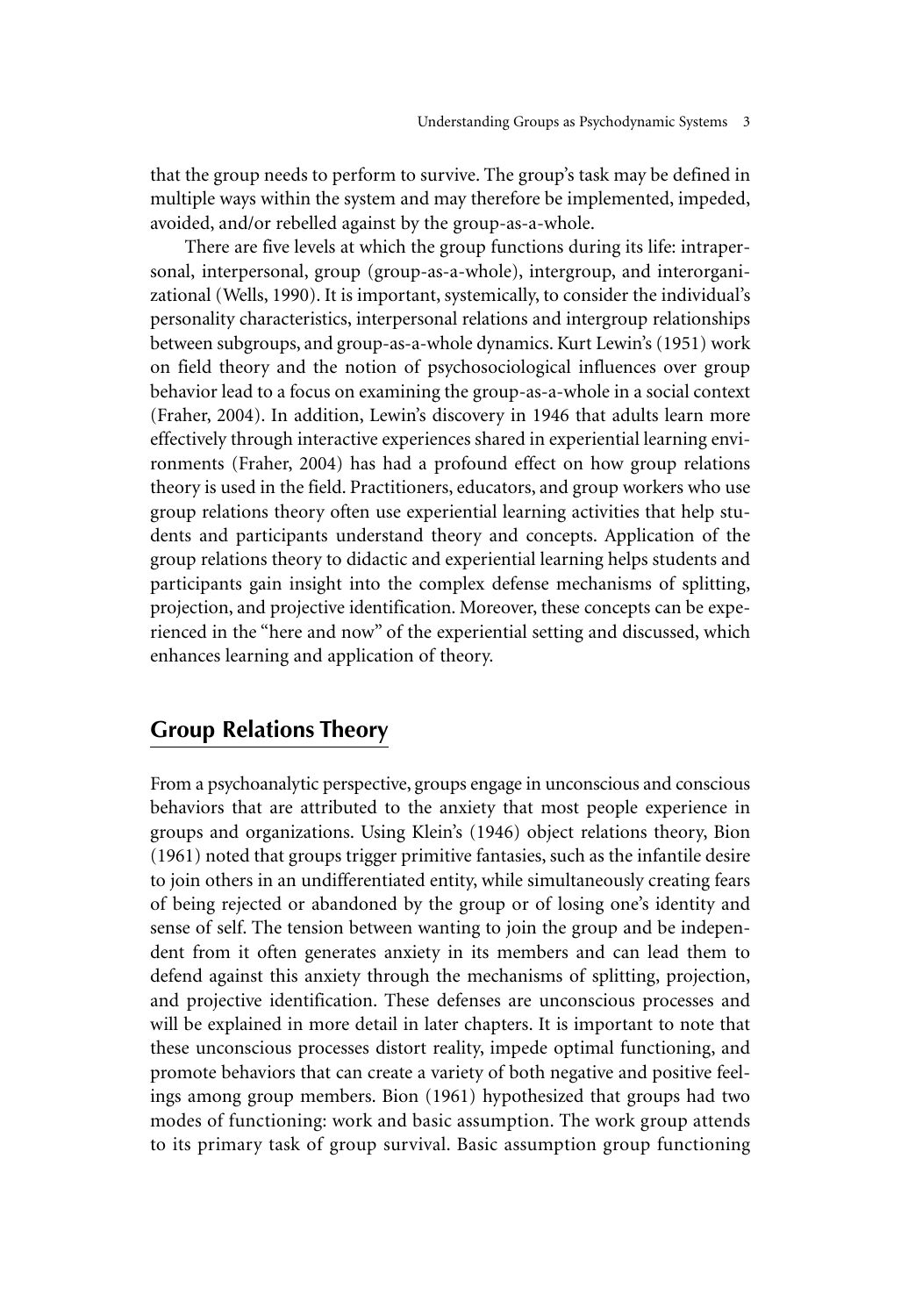that the group needs to perform to survive. The group's task may be defined in multiple ways within the system and may therefore be implemented, impeded, avoided, and/or rebelled against by the group-as-a-whole.

There are five levels at which the group functions during its life: intrapersonal, interpersonal, group (group-as-a-whole), intergroup, and interorganizational (Wells, 1990). It is important, systemically, to consider the individual's personality characteristics, interpersonal relations and intergroup relationships between subgroups, and group-as-a-whole dynamics. Kurt Lewin's (1951) work on field theory and the notion of psychosociological influences over group behavior lead to a focus on examining the group-as-a-whole in a social context (Fraher, 2004). In addition, Lewin's discovery in 1946 that adults learn more effectively through interactive experiences shared in experiential learning environments (Fraher, 2004) has had a profound effect on how group relations theory is used in the field. Practitioners, educators, and group workers who use group relations theory often use experiential learning activities that help students and participants understand theory and concepts. Application of the group relations theory to didactic and experiential learning helps students and participants gain insight into the complex defense mechanisms of splitting, projection, and projective identification. Moreover, these concepts can be experienced in the "here and now" of the experiential setting and discussed, which enhances learning and application of theory.

## Group Relations Theory

From a psychoanalytic perspective, groups engage in unconscious and conscious behaviors that are attributed to the anxiety that most people experience in groups and organizations. Using Klein's (1946) object relations theory, Bion (1961) noted that groups trigger primitive fantasies, such as the infantile desire to join others in an undifferentiated entity, while simultaneously creating fears of being rejected or abandoned by the group or of losing one's identity and sense of self. The tension between wanting to join the group and be independent from it often generates anxiety in its members and can lead them to defend against this anxiety through the mechanisms of splitting, projection, and projective identification. These defenses are unconscious processes and will be explained in more detail in later chapters. It is important to note that these unconscious processes distort reality, impede optimal functioning, and promote behaviors that can create a variety of both negative and positive feelings among group members. Bion (1961) hypothesized that groups had two modes of functioning: work and basic assumption. The work group attends to its primary task of group survival. Basic assumption group functioning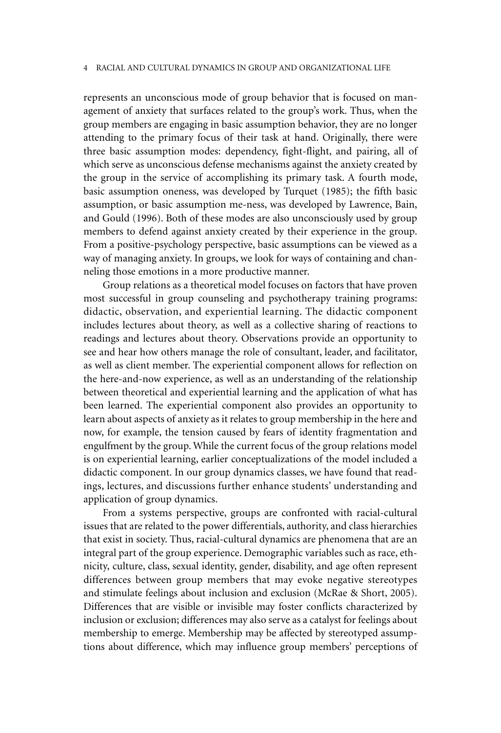represents an unconscious mode of group behavior that is focused on management of anxiety that surfaces related to the group's work. Thus, when the group members are engaging in basic assumption behavior, they are no longer attending to the primary focus of their task at hand. Originally, there were three basic assumption modes: dependency, fight-flight, and pairing, all of which serve as unconscious defense mechanisms against the anxiety created by the group in the service of accomplishing its primary task. A fourth mode, basic assumption oneness, was developed by Turquet (1985); the fifth basic assumption, or basic assumption me-ness, was developed by Lawrence, Bain, and Gould (1996). Both of these modes are also unconsciously used by group members to defend against anxiety created by their experience in the group. From a positive-psychology perspective, basic assumptions can be viewed as a way of managing anxiety. In groups, we look for ways of containing and channeling those emotions in a more productive manner.

Group relations as a theoretical model focuses on factors that have proven most successful in group counseling and psychotherapy training programs: didactic, observation, and experiential learning. The didactic component includes lectures about theory, as well as a collective sharing of reactions to readings and lectures about theory. Observations provide an opportunity to see and hear how others manage the role of consultant, leader, and facilitator, as well as client member. The experiential component allows for reflection on the here-and-now experience, as well as an understanding of the relationship between theoretical and experiential learning and the application of what has been learned. The experiential component also provides an opportunity to learn about aspects of anxiety as it relates to group membership in the here and now, for example, the tension caused by fears of identity fragmentation and engulfment by the group. While the current focus of the group relations model is on experiential learning, earlier conceptualizations of the model included a didactic component. In our group dynamics classes, we have found that readings, lectures, and discussions further enhance students' understanding and application of group dynamics.

From a systems perspective, groups are confronted with racial-cultural issues that are related to the power differentials, authority, and class hierarchies that exist in society. Thus, racial-cultural dynamics are phenomena that are an integral part of the group experience. Demographic variables such as race, ethnicity, culture, class, sexual identity, gender, disability, and age often represent differences between group members that may evoke negative stereotypes and stimulate feelings about inclusion and exclusion (McRae & Short, 2005). Differences that are visible or invisible may foster conflicts characterized by inclusion or exclusion; differences may also serve as a catalyst for feelings about membership to emerge. Membership may be affected by stereotyped assumptions about difference, which may influence group members' perceptions of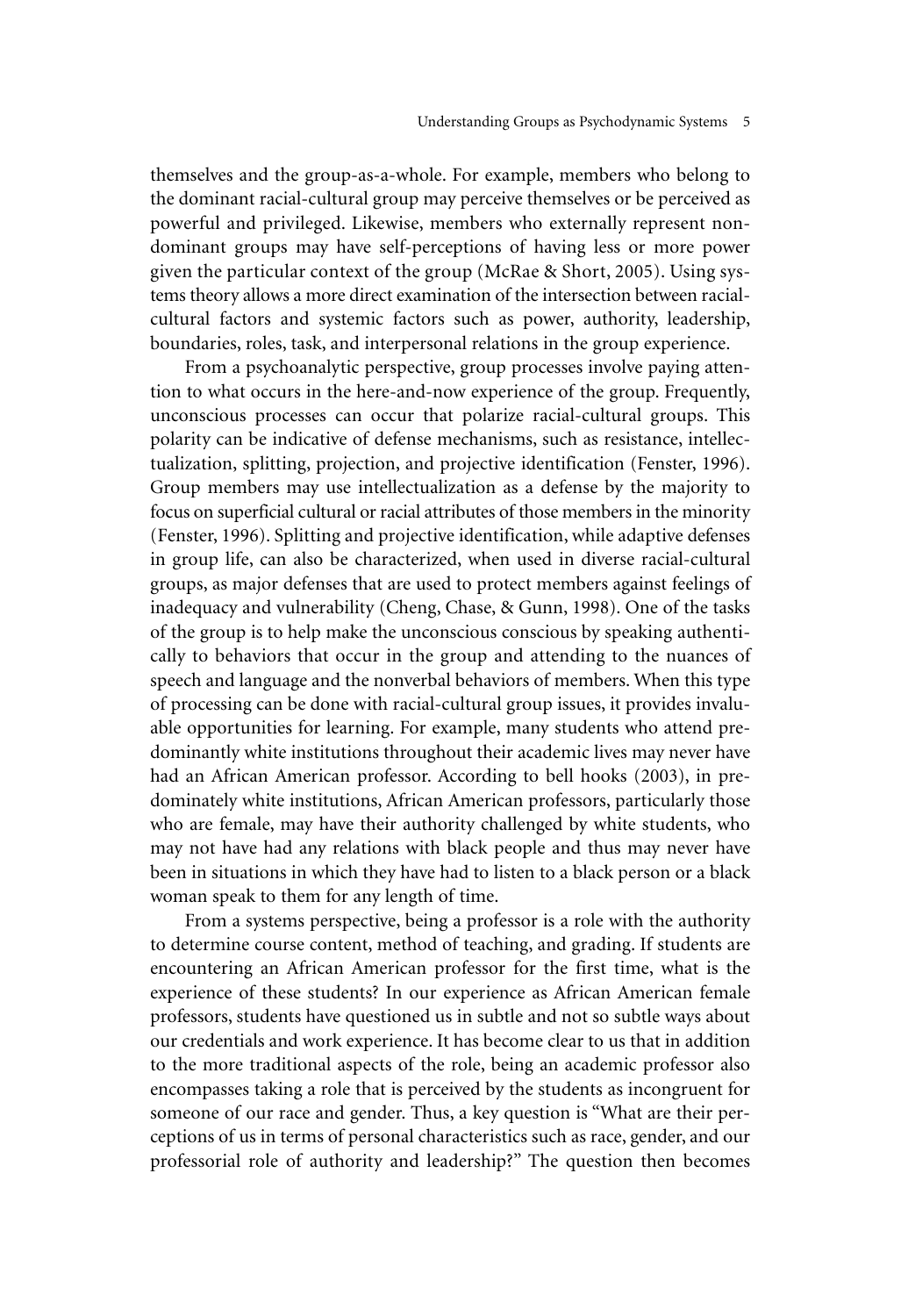themselves and the group-as-a-whole. For example, members who belong to the dominant racial-cultural group may perceive themselves or be perceived as powerful and privileged. Likewise, members who externally represent non-dominant groups may have self-perceptions of having less or more power given the particular context of the group (McRae & Short, 2005). Using systems theory allows a more direct examination of the intersection between racial-cultural factors and systemic factors such as power, authority, leadership, boundaries, roles, task, and interpersonal relations in the group experience.

From a psychoanalytic perspective, group processes involve paying attention to what occurs in the here-and-now experience of the group. Frequently, unconscious processes can occur that polarize racial-cultural groups. This polarity can be indicative of defense mechanisms, such as resistance, intellectualization, splitting, projection, and projective identification (Fenster, 1996). Group members may use intellectualization as a defense by the majority to focus on superficial cultural or racial attributes of those members in the minority (Fenster, 1996). Splitting and projective identification, while adaptive defenses in group life, can also be characterized, when used in diverse racial-cultural groups, as major defenses that are used to protect members against feelings of inadequacy and vulnerability (Cheng, Chase, & Gunn, 1998). One of the tasks of the group is to help make the unconscious conscious by speaking authentically to behaviors that occur in the group and attending to the nuances of speech and language and the nonverbal behaviors of members. When this type of processing can be done with racial-cultural group issues, it provides invaluable opportunities for learning. For example, many students who attend predominantly white institutions throughout their academic lives may never have had an African American professor. According to bell hooks (2003), in predominately white institutions, African American professors, particularly those who are female, may have their authority challenged by white students, who may not have had any relations with black people and thus may never have been in situations in which they have had to listen to a black person or a black woman speak to them for any length of time.

From a systems perspective, being a professor is a role with the authority to determine course content, method of teaching, and grading. If students are encountering an African American professor for the first time, what is the experience of these students? In our experience as African American female professors, students have questioned us in subtle and not so subtle ways about our credentials and work experience. It has become clear to us that in addition to the more traditional aspects of the role, being an academic professor also encompasses taking a role that is perceived by the students as incongruent for someone of our race and gender. Thus, a key question is "What are their perceptions of us in terms of personal characteristics such as race, gender, and our professorial role of authority and leadership?" The question then becomes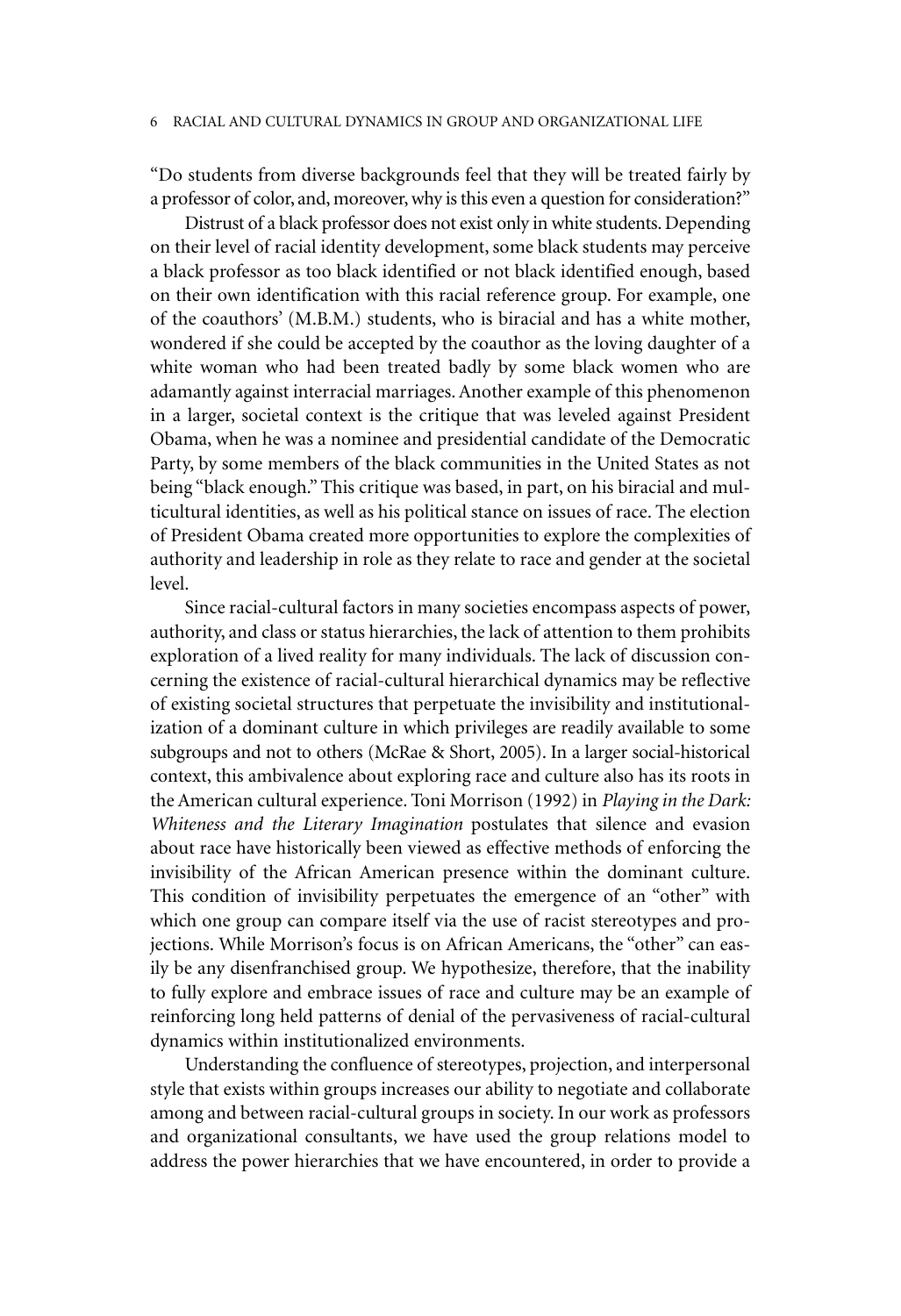"Do students from diverse backgrounds feel that they will be treated fairly by a professor of color, and, moreover, why is this even a question for consideration?"

Distrust of a black professor does not exist only in white students. Depending on their level of racial identity development, some black students may perceive a black professor as too black identified or not black identified enough, based on their own identification with this racial reference group. For example, one of the coauthors' (M.B.M.) students, who is biracial and has a white mother, wondered if she could be accepted by the coauthor as the loving daughter of a white woman who had been treated badly by some black women who are adamantly against interracial marriages. Another example of this phenomenon in a larger, societal context is the critique that was leveled against President Obama, when he was a nominee and presidential candidate of the Democratic Party, by some members of the black communities in the United States as not being "black enough." This critique was based, in part, on his biracial and multicultural identities, as well as his political stance on issues of race. The election of President Obama created more opportunities to explore the complexities of authority and leadership in role as they relate to race and gender at the societal level.

Since racial-cultural factors in many societies encompass aspects of power, authority, and class or status hierarchies, the lack of attention to them prohibits exploration of a lived reality for many individuals. The lack of discussion concerning the existence of racial-cultural hierarchical dynamics may be reflective of existing societal structures that perpetuate the invisibility and institutionalization of a dominant culture in which privileges are readily available to some subgroups and not to others (McRae & Short, 2005). In a larger social-historical context, this ambivalence about exploring race and culture also has its roots in the American cultural experience. Toni Morrison (1992) in *Playing in the Dark: Whiteness and the Literary Imagination* postulates that silence and evasion about race have historically been viewed as effective methods of enforcing the invisibility of the African American presence within the dominant culture. This condition of invisibility perpetuates the emergence of an "other" with which one group can compare itself via the use of racist stereotypes and projections. While Morrison's focus is on African Americans, the "other" can easily be any disenfranchised group. We hypothesize, therefore, that the inability to fully explore and embrace issues of race and culture may be an example of reinforcing long held patterns of denial of the pervasiveness of racial-cultural dynamics within institutionalized environments.

Understanding the confluence of stereotypes, projection, and interpersonal style that exists within groups increases our ability to negotiate and collaborate among and between racial-cultural groups in society. In our work as professors and organizational consultants, we have used the group relations model to address the power hierarchies that we have encountered, in order to provide a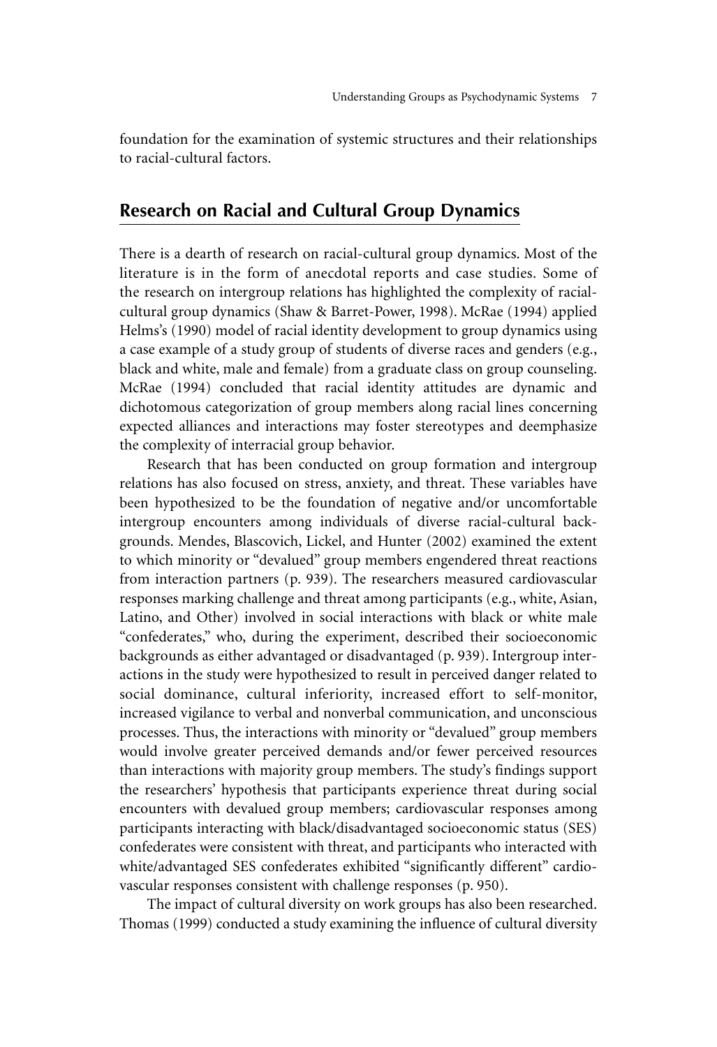foundation for the examination of systemic structures and their relationships to racial-cultural factors.

## Research on Racial and Cultural Group Dynamics

There is a dearth of research on racial-cultural group dynamics. Most of the literature is in the form of anecdotal reports and case studies. Some of the research on intergroup relations has highlighted the complexity of racial-cultural group dynamics (Shaw & Barret-Power, 1998). McRae (1994) applied Helms's (1990) model of racial identity development to group dynamics using a case example of a study group of students of diverse races and genders (e.g., black and white, male and female) from a graduate class on group counseling. McRae (1994) concluded that racial identity attitudes are dynamic and dichotomous categorization of group members along racial lines concerning expected alliances and interactions may foster stereotypes and deemphasize the complexity of interracial group behavior.

Research that has been conducted on group formation and intergroup relations has also focused on stress, anxiety, and threat. These variables have been hypothesized to be the foundation of negative and/or uncomfortable intergroup encounters among individuals of diverse racial-cultural backgrounds. Mendes, Blascovich, Lickel, and Hunter (2002) examined the extent to which minority or "devalued" group members engendered threat reactions from interaction partners (p. 939). The researchers measured cardiovascular responses marking challenge and threat among participants (e.g., white, Asian, Latino, and Other) involved in social interactions with black or white male "confederates," who, during the experiment, described their socioeconomic backgrounds as either advantaged or disadvantaged (p. 939). Intergroup interactions in the study were hypothesized to result in perceived danger related to social dominance, cultural inferiority, increased effort to self-monitor, increased vigilance to verbal and nonverbal communication, and unconscious processes. Thus, the interactions with minority or "devalued" group members would involve greater perceived demands and/or fewer perceived resources than interactions with majority group members. The study's findings support the researchers' hypothesis that participants experience threat during social encounters with devalued group members; cardiovascular responses among participants interacting with black/disadvantaged socioeconomic status (SES) confederates were consistent with threat, and participants who interacted with white/advantaged SES confederates exhibited "significantly different" cardiovascular responses consistent with challenge responses (p. 950).

The impact of cultural diversity on work groups has also been researched. Thomas (1999) conducted a study examining the influence of cultural diversity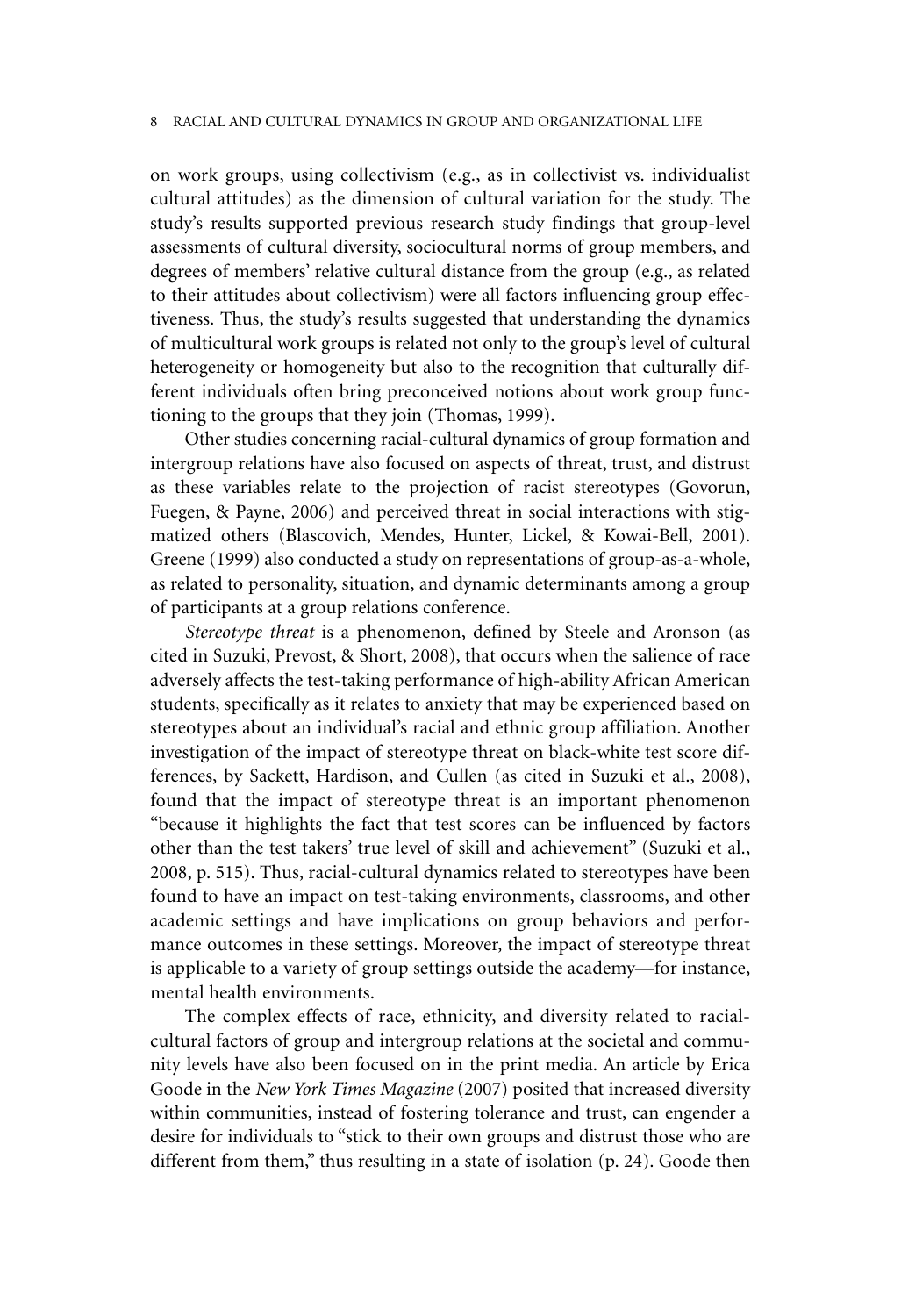on work groups, using collectivism (e.g., as in collectivist vs. individualist cultural attitudes) as the dimension of cultural variation for the study. The study's results supported previous research study findings that group-level assessments of cultural diversity, sociocultural norms of group members, and degrees of members' relative cultural distance from the group (e.g., as related to their attitudes about collectivism) were all factors influencing group effectiveness. Thus, the study's results suggested that understanding the dynamics of multicultural work groups is related not only to the group's level of cultural heterogeneity or homogeneity but also to the recognition that culturally different individuals often bring preconceived notions about work group functioning to the groups that they join (Thomas, 1999).

Other studies concerning racial-cultural dynamics of group formation and intergroup relations have also focused on aspects of threat, trust, and distrust as these variables relate to the projection of racist stereotypes (Govorun, Fuegen, & Payne, 2006) and perceived threat in social interactions with stigmatized others (Blascovich, Mendes, Hunter, Lickel, & Kowai-Bell, 2001). Greene (1999) also conducted a study on representations of group-as-a-whole, as related to personality, situation, and dynamic determinants among a group of participants at a group relations conference.

*Stereotype threat* is a phenomenon, defined by Steele and Aronson (as cited in Suzuki, Prevost, & Short, 2008), that occurs when the salience of race adversely affects the test-taking performance of high-ability African American students, specifically as it relates to anxiety that may be experienced based on stereotypes about an individual's racial and ethnic group affiliation. Another investigation of the impact of stereotype threat on black-white test score differences, by Sackett, Hardison, and Cullen (as cited in Suzuki et al., 2008), found that the impact of stereotype threat is an important phenomenon "because it highlights the fact that test scores can be influenced by factors other than the test takers' true level of skill and achievement" (Suzuki et al., 2008, p. 515). Thus, racial-cultural dynamics related to stereotypes have been found to have an impact on test-taking environments, classrooms, and other academic settings and have implications on group behaviors and performance outcomes in these settings. Moreover, the impact of stereotype threat is applicable to a variety of group settings outside the academy—for instance, mental health environments.

The complex effects of race, ethnicity, and diversity related to racial-cultural factors of group and intergroup relations at the societal and community levels have also been focused on in the print media. An article by Erica Goode in the *New York Times Magazine* (2007) posited that increased diversity within communities, instead of fostering tolerance and trust, can engender a desire for individuals to "stick to their own groups and distrust those who are different from them," thus resulting in a state of isolation (p. 24). Goode then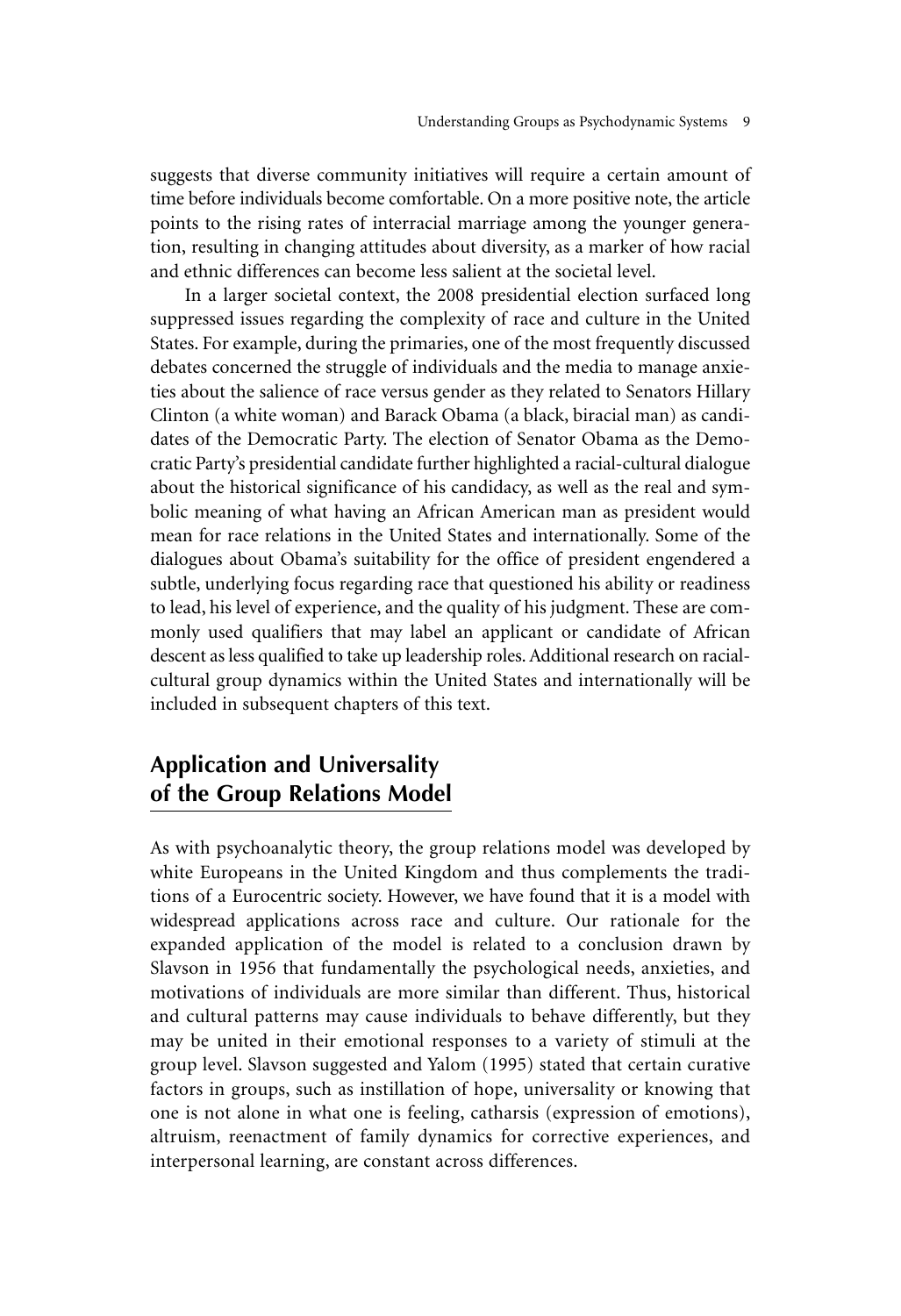suggests that diverse community initiatives will require a certain amount of time before individuals become comfortable. On a more positive note, the article points to the rising rates of interracial marriage among the younger generation, resulting in changing attitudes about diversity, as a marker of how racial and ethnic differences can become less salient at the societal level.

In a larger societal context, the 2008 presidential election surfaced long suppressed issues regarding the complexity of race and culture in the United States. For example, during the primaries, one of the most frequently discussed debates concerned the struggle of individuals and the media to manage anxieties about the salience of race versus gender as they related to Senators Hillary Clinton (a white woman) and Barack Obama (a black, biracial man) as candidates of the Democratic Party. The election of Senator Obama as the Democratic Party's presidential candidate further highlighted a racial-cultural dialogue about the historical significance of his candidacy, as well as the real and symbolic meaning of what having an African American man as president would mean for race relations in the United States and internationally. Some of the dialogues about Obama's suitability for the office of president engendered a subtle, underlying focus regarding race that questioned his ability or readiness to lead, his level of experience, and the quality of his judgment. These are commonly used qualifiers that may label an applicant or candidate of African descent as less qualified to take up leadership roles. Additional research on racial-cultural group dynamics within the United States and internationally will be included in subsequent chapters of this text.

## Application and Universality of the Group Relations Model

As with psychoanalytic theory, the group relations model was developed by white Europeans in the United Kingdom and thus complements the traditions of a Eurocentric society. However, we have found that it is a model with widespread applications across race and culture. Our rationale for the expanded application of the model is related to a conclusion drawn by Slavson in 1956 that fundamentally the psychological needs, anxieties, and motivations of individuals are more similar than different. Thus, historical and cultural patterns may cause individuals to behave differently, but they may be united in their emotional responses to a variety of stimuli at the group level. Slavson suggested and Yalom (1995) stated that certain curative factors in groups, such as instillation of hope, universality or knowing that one is not alone in what one is feeling, catharsis (expression of emotions), altruism, reenactment of family dynamics for corrective experiences, and interpersonal learning, are constant across differences.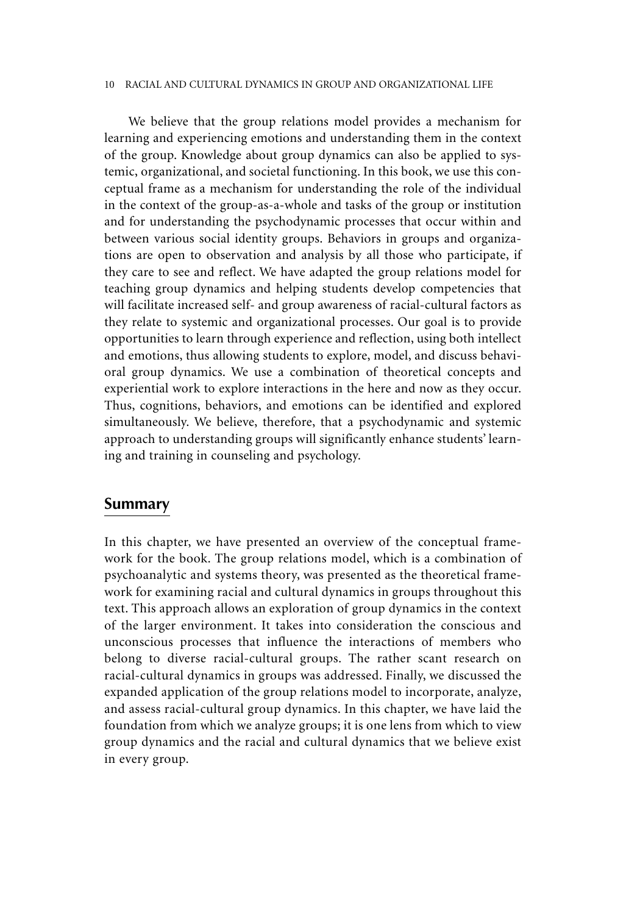We believe that the group relations model provides a mechanism for learning and experiencing emotions and understanding them in the context of the group. Knowledge about group dynamics can also be applied to systemic, organizational, and societal functioning. In this book, we use this conceptual frame as a mechanism for understanding the role of the individual in the context of the group-as-a-whole and tasks of the group or institution and for understanding the psychodynamic processes that occur within and between various social identity groups. Behaviors in groups and organizations are open to observation and analysis by all those who participate, if they care to see and reflect. We have adapted the group relations model for teaching group dynamics and helping students develop competencies that will facilitate increased self- and group awareness of racial-cultural factors as they relate to systemic and organizational processes. Our goal is to provide opportunities to learn through experience and reflection, using both intellect and emotions, thus allowing students to explore, model, and discuss behavioral group dynamics. We use a combination of theoretical concepts and experiential work to explore interactions in the here and now as they occur. Thus, cognitions, behaviors, and emotions can be identified and explored simultaneously. We believe, therefore, that a psychodynamic and systemic approach to understanding groups will significantly enhance students' learning and training in counseling and psychology.

## Summary

In this chapter, we have presented an overview of the conceptual framework for the book. The group relations model, which is a combination of psychoanalytic and systems theory, was presented as the theoretical framework for examining racial and cultural dynamics in groups throughout this text. This approach allows an exploration of group dynamics in the context of the larger environment. It takes into consideration the conscious and unconscious processes that influence the interactions of members who belong to diverse racial-cultural groups. The rather scant research on racial-cultural dynamics in groups was addressed. Finally, we discussed the expanded application of the group relations model to incorporate, analyze, and assess racial-cultural group dynamics. In this chapter, we have laid the foundation from which we analyze groups; it is one lens from which to view group dynamics and the racial and cultural dynamics that we believe exist in every group.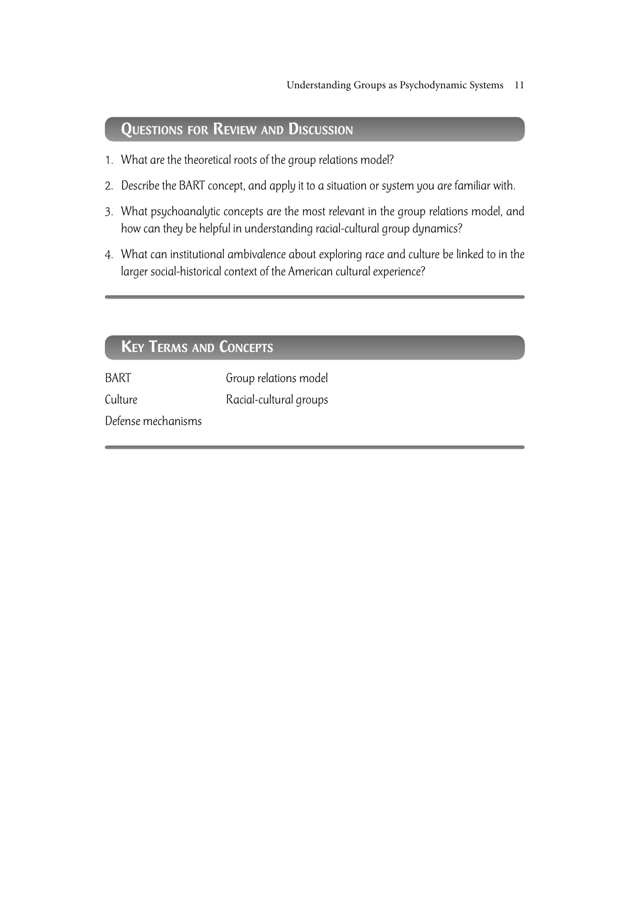## Questions for Review and Discussion

1. What are the theoretical roots of the group relations model?
2. Describe the BART concept, and apply it to a situation or system you are familiar with.
3. What psychoanalytic concepts are the most relevant in the group relations model, and how can they be helpful in understanding racial-cultural group dynamics?
4. What can institutional ambivalence about exploring race and culture be linked to in the larger social-historical context of the American cultural experience?

## Key Terms and Concepts

| | |
|---|---|
| BART | Group relations model |
| Culture | Racial-cultural groups |
| Defense mechanisms | |